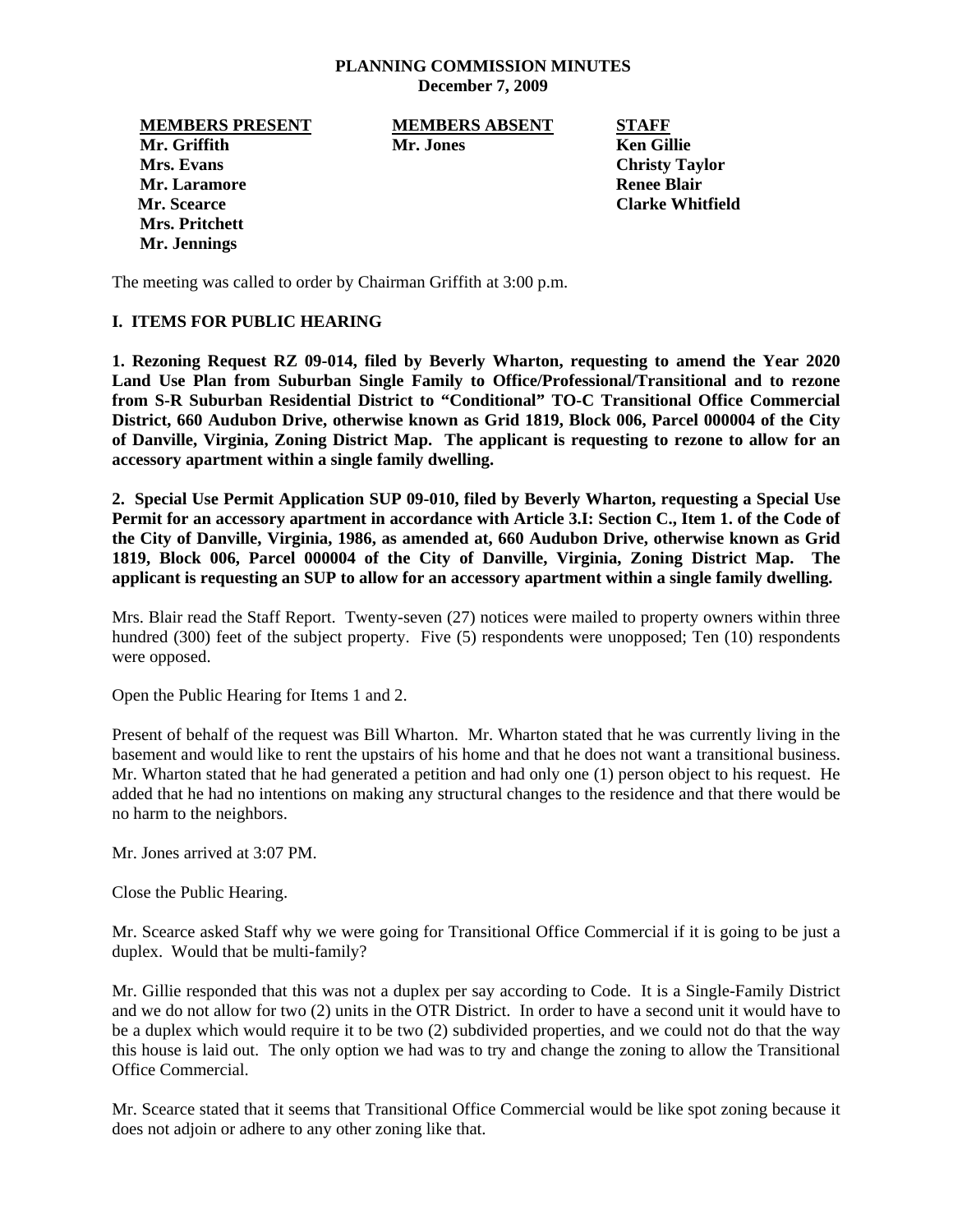# PLANNING COMMISSION MINUTES
**December 7, 2009**

| MEMBERS PRESENT | MEMBERS ABSENT | STAFF |
|---|---|---|
| Mr. Griffith | Mr. Jones | Ken Gillie |
| Mrs. Evans | | Christy Taylor |
| Mr. Laramore | | Renee Blair |
| Mr. Scearce | | Clarke Whitfield |
| Mrs. Pritchett | | |
| Mr. Jennings | | |

The meeting was called to order by Chairman Griffith at 3:00 p.m.

## I. ITEMS FOR PUBLIC HEARING

**1. Rezoning Request RZ 09-014, filed by Beverly Wharton, requesting to amend the Year 2020 Land Use Plan from Suburban Single Family to Office/Professional/Transitional and to rezone from S-R Suburban Residential District to "Conditional" TO-C Transitional Office Commercial District, 660 Audubon Drive, otherwise known as Grid 1819, Block 006, Parcel 000004 of the City of Danville, Virginia, Zoning District Map. The applicant is requesting to rezone to allow for an accessory apartment within a single family dwelling.**

**2. Special Use Permit Application SUP 09-010, filed by Beverly Wharton, requesting a Special Use Permit for an accessory apartment in accordance with Article 3.I: Section C., Item 1. of the Code of the City of Danville, Virginia, 1986, as amended at, 660 Audubon Drive, otherwise known as Grid 1819, Block 006, Parcel 000004 of the City of Danville, Virginia, Zoning District Map. The applicant is requesting an SUP to allow for an accessory apartment within a single family dwelling.**

Mrs. Blair read the Staff Report. Twenty-seven (27) notices were mailed to property owners within three hundred (300) feet of the subject property. Five (5) respondents were unopposed; Ten (10) respondents were opposed.

Open the Public Hearing for Items 1 and 2.

Present of behalf of the request was Bill Wharton. Mr. Wharton stated that he was currently living in the basement and would like to rent the upstairs of his home and that he does not want a transitional business. Mr. Wharton stated that he had generated a petition and had only one (1) person object to his request. He added that he had no intentions on making any structural changes to the residence and that there would be no harm to the neighbors.

Mr. Jones arrived at 3:07 PM.

Close the Public Hearing.

Mr. Scearce asked Staff why we were going for Transitional Office Commercial if it is going to be just a duplex. Would that be multi-family?

Mr. Gillie responded that this was not a duplex per say according to Code. It is a Single-Family District and we do not allow for two (2) units in the OTR District. In order to have a second unit it would have to be a duplex which would require it to be two (2) subdivided properties, and we could not do that the way this house is laid out. The only option we had was to try and change the zoning to allow the Transitional Office Commercial.

Mr. Scearce stated that it seems that Transitional Office Commercial would be like spot zoning because it does not adjoin or adhere to any other zoning like that.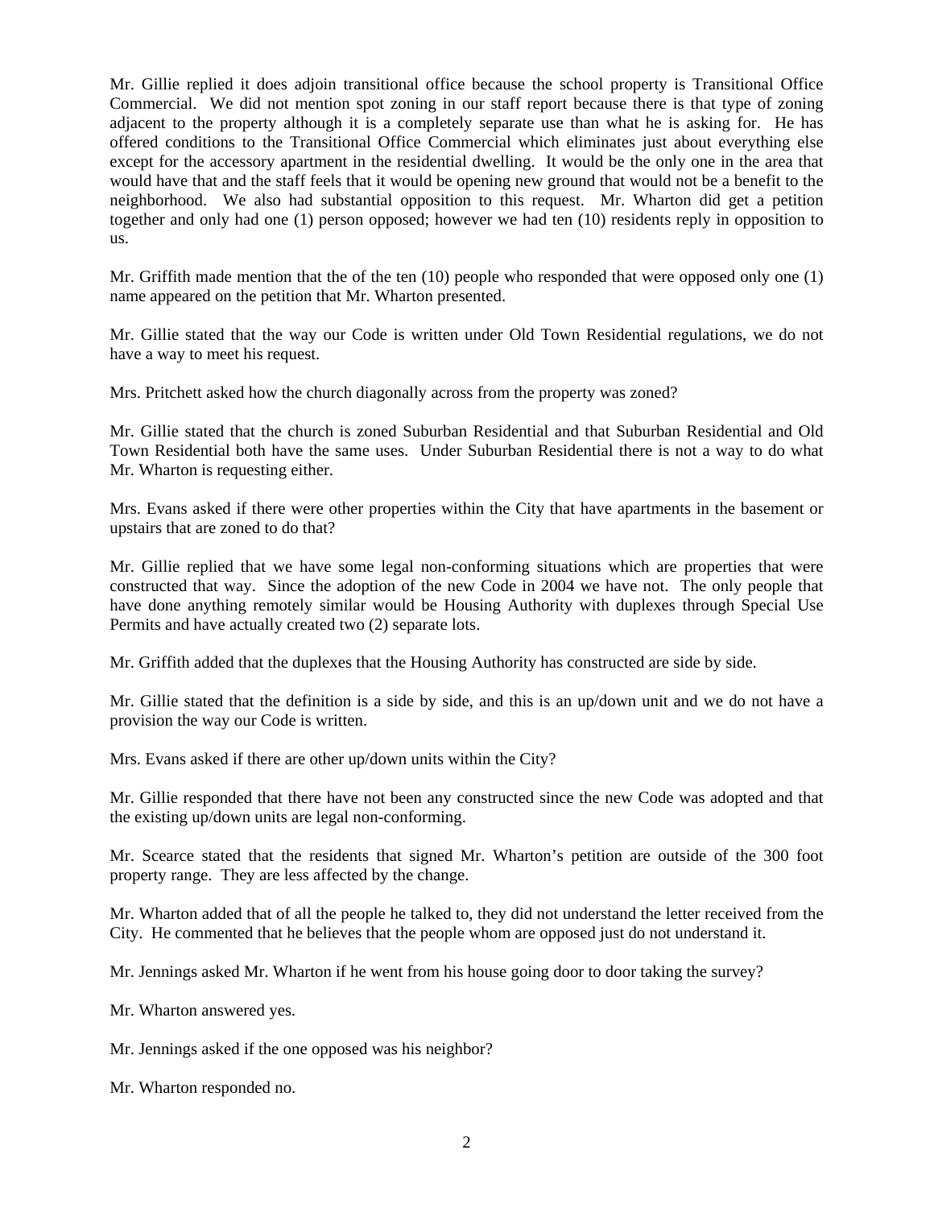Mr. Gillie replied it does adjoin transitional office because the school property is Transitional Office Commercial. We did not mention spot zoning in our staff report because there is that type of zoning adjacent to the property although it is a completely separate use than what he is asking for. He has offered conditions to the Transitional Office Commercial which eliminates just about everything else except for the accessory apartment in the residential dwelling. It would be the only one in the area that would have that and the staff feels that it would be opening new ground that would not be a benefit to the neighborhood. We also had substantial opposition to this request. Mr. Wharton did get a petition together and only had one (1) person opposed; however we had ten (10) residents reply in opposition to us.

Mr. Griffith made mention that the of the ten (10) people who responded that were opposed only one (1) name appeared on the petition that Mr. Wharton presented.

Mr. Gillie stated that the way our Code is written under Old Town Residential regulations, we do not have a way to meet his request.

Mrs. Pritchett asked how the church diagonally across from the property was zoned?

Mr. Gillie stated that the church is zoned Suburban Residential and that Suburban Residential and Old Town Residential both have the same uses. Under Suburban Residential there is not a way to do what Mr. Wharton is requesting either.

Mrs. Evans asked if there were other properties within the City that have apartments in the basement or upstairs that are zoned to do that?

Mr. Gillie replied that we have some legal non-conforming situations which are properties that were constructed that way. Since the adoption of the new Code in 2004 we have not. The only people that have done anything remotely similar would be Housing Authority with duplexes through Special Use Permits and have actually created two (2) separate lots.

Mr. Griffith added that the duplexes that the Housing Authority has constructed are side by side.

Mr. Gillie stated that the definition is a side by side, and this is an up/down unit and we do not have a provision the way our Code is written.

Mrs. Evans asked if there are other up/down units within the City?

Mr. Gillie responded that there have not been any constructed since the new Code was adopted and that the existing up/down units are legal non-conforming.

Mr. Scearce stated that the residents that signed Mr. Wharton's petition are outside of the 300 foot property range. They are less affected by the change.

Mr. Wharton added that of all the people he talked to, they did not understand the letter received from the City. He commented that he believes that the people whom are opposed just do not understand it.

Mr. Jennings asked Mr. Wharton if he went from his house going door to door taking the survey?

Mr. Wharton answered yes.

Mr. Jennings asked if the one opposed was his neighbor?

Mr. Wharton responded no.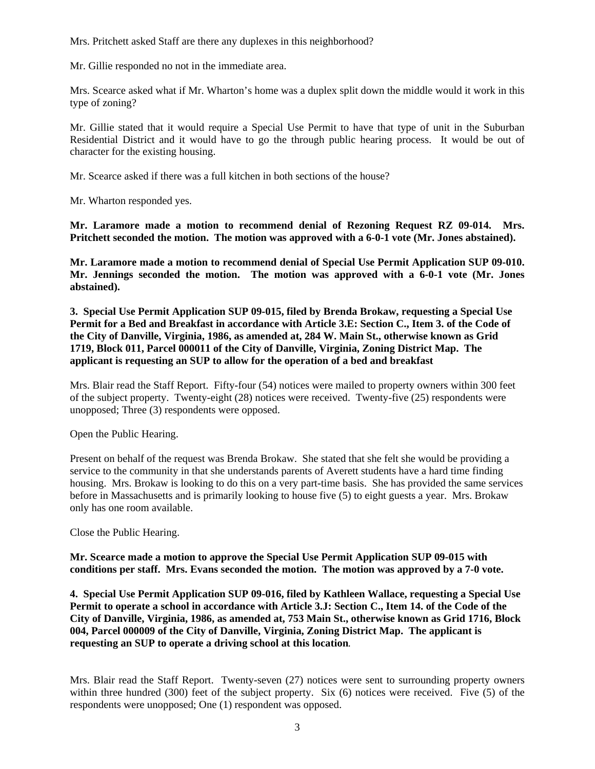Mrs. Pritchett asked Staff are there any duplexes in this neighborhood?

Mr. Gillie responded no not in the immediate area.

Mrs. Scearce asked what if Mr. Wharton's home was a duplex split down the middle would it work in this type of zoning?

Mr. Gillie stated that it would require a Special Use Permit to have that type of unit in the Suburban Residential District and it would have to go the through public hearing process. It would be out of character for the existing housing.

Mr. Scearce asked if there was a full kitchen in both sections of the house?

Mr. Wharton responded yes.

**Mr. Laramore made a motion to recommend denial of Rezoning Request RZ 09-014. Mrs. Pritchett seconded the motion. The motion was approved with a 6-0-1 vote (Mr. Jones abstained).**

**Mr. Laramore made a motion to recommend denial of Special Use Permit Application SUP 09-010. Mr. Jennings seconded the motion. The motion was approved with a 6-0-1 vote (Mr. Jones abstained).**

**3. Special Use Permit Application SUP 09-015, filed by Brenda Brokaw, requesting a Special Use Permit for a Bed and Breakfast in accordance with Article 3.E: Section C., Item 3. of the Code of the City of Danville, Virginia, 1986, as amended at, 284 W. Main St., otherwise known as Grid 1719, Block 011, Parcel 000011 of the City of Danville, Virginia, Zoning District Map. The applicant is requesting an SUP to allow for the operation of a bed and breakfast**

Mrs. Blair read the Staff Report. Fifty-four (54) notices were mailed to property owners within 300 feet of the subject property. Twenty-eight (28) notices were received. Twenty-five (25) respondents were unopposed; Three (3) respondents were opposed.

Open the Public Hearing.

Present on behalf of the request was Brenda Brokaw. She stated that she felt she would be providing a service to the community in that she understands parents of Averett students have a hard time finding housing. Mrs. Brokaw is looking to do this on a very part-time basis. She has provided the same services before in Massachusetts and is primarily looking to house five (5) to eight guests a year. Mrs. Brokaw only has one room available.

Close the Public Hearing.

**Mr. Scearce made a motion to approve the Special Use Permit Application SUP 09-015 with conditions per staff. Mrs. Evans seconded the motion. The motion was approved by a 7-0 vote.**

**4. Special Use Permit Application SUP 09-016, filed by Kathleen Wallace, requesting a Special Use Permit to operate a school in accordance with Article 3.J: Section C., Item 14. of the Code of the City of Danville, Virginia, 1986, as amended at, 753 Main St., otherwise known as Grid 1716, Block 004, Parcel 000009 of the City of Danville, Virginia, Zoning District Map. The applicant is requesting an SUP to operate a driving school at this location.**

Mrs. Blair read the Staff Report. Twenty-seven (27) notices were sent to surrounding property owners within three hundred (300) feet of the subject property. Six (6) notices were received. Five (5) of the respondents were unopposed; One (1) respondent was opposed.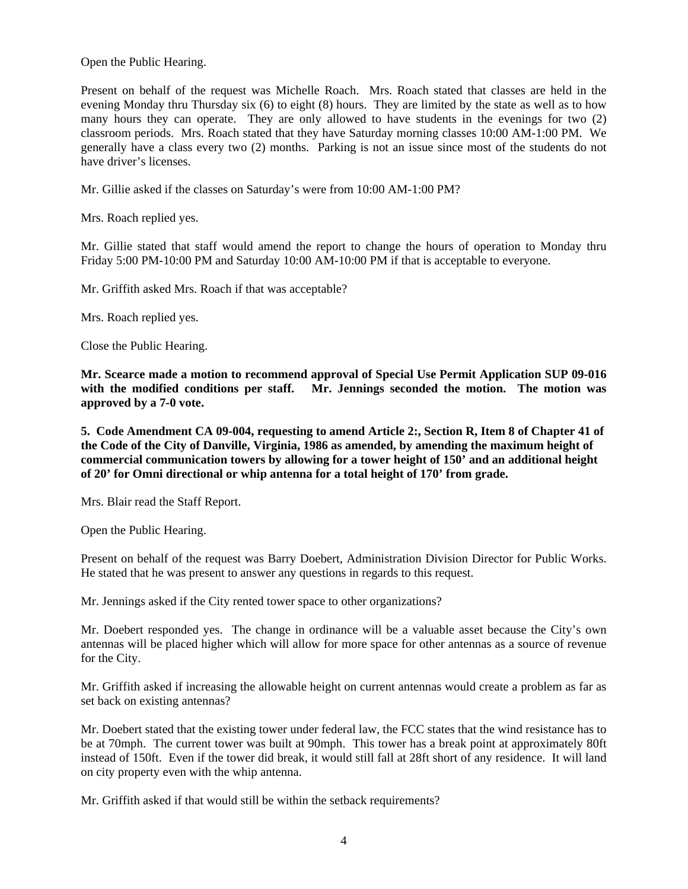Open the Public Hearing.

Present on behalf of the request was Michelle Roach. Mrs. Roach stated that classes are held in the evening Monday thru Thursday six (6) to eight (8) hours. They are limited by the state as well as to how many hours they can operate. They are only allowed to have students in the evenings for two (2) classroom periods. Mrs. Roach stated that they have Saturday morning classes 10:00 AM-1:00 PM. We generally have a class every two (2) months. Parking is not an issue since most of the students do not have driver's licenses.

Mr. Gillie asked if the classes on Saturday's were from 10:00 AM-1:00 PM?

Mrs. Roach replied yes.

Mr. Gillie stated that staff would amend the report to change the hours of operation to Monday thru Friday 5:00 PM-10:00 PM and Saturday 10:00 AM-10:00 PM if that is acceptable to everyone.

Mr. Griffith asked Mrs. Roach if that was acceptable?

Mrs. Roach replied yes.

Close the Public Hearing.

**Mr. Scearce made a motion to recommend approval of Special Use Permit Application SUP 09-016 with the modified conditions per staff. Mr. Jennings seconded the motion. The motion was approved by a 7-0 vote.**

**5. Code Amendment CA 09-004, requesting to amend Article 2:, Section R, Item 8 of Chapter 41 of the Code of the City of Danville, Virginia, 1986 as amended, by amending the maximum height of commercial communication towers by allowing for a tower height of 150' and an additional height of 20' for Omni directional or whip antenna for a total height of 170' from grade.**

Mrs. Blair read the Staff Report.

Open the Public Hearing.

Present on behalf of the request was Barry Doebert, Administration Division Director for Public Works. He stated that he was present to answer any questions in regards to this request.

Mr. Jennings asked if the City rented tower space to other organizations?

Mr. Doebert responded yes. The change in ordinance will be a valuable asset because the City's own antennas will be placed higher which will allow for more space for other antennas as a source of revenue for the City.

Mr. Griffith asked if increasing the allowable height on current antennas would create a problem as far as set back on existing antennas?

Mr. Doebert stated that the existing tower under federal law, the FCC states that the wind resistance has to be at 70mph. The current tower was built at 90mph. This tower has a break point at approximately 80ft instead of 150ft. Even if the tower did break, it would still fall at 28ft short of any residence. It will land on city property even with the whip antenna.

Mr. Griffith asked if that would still be within the setback requirements?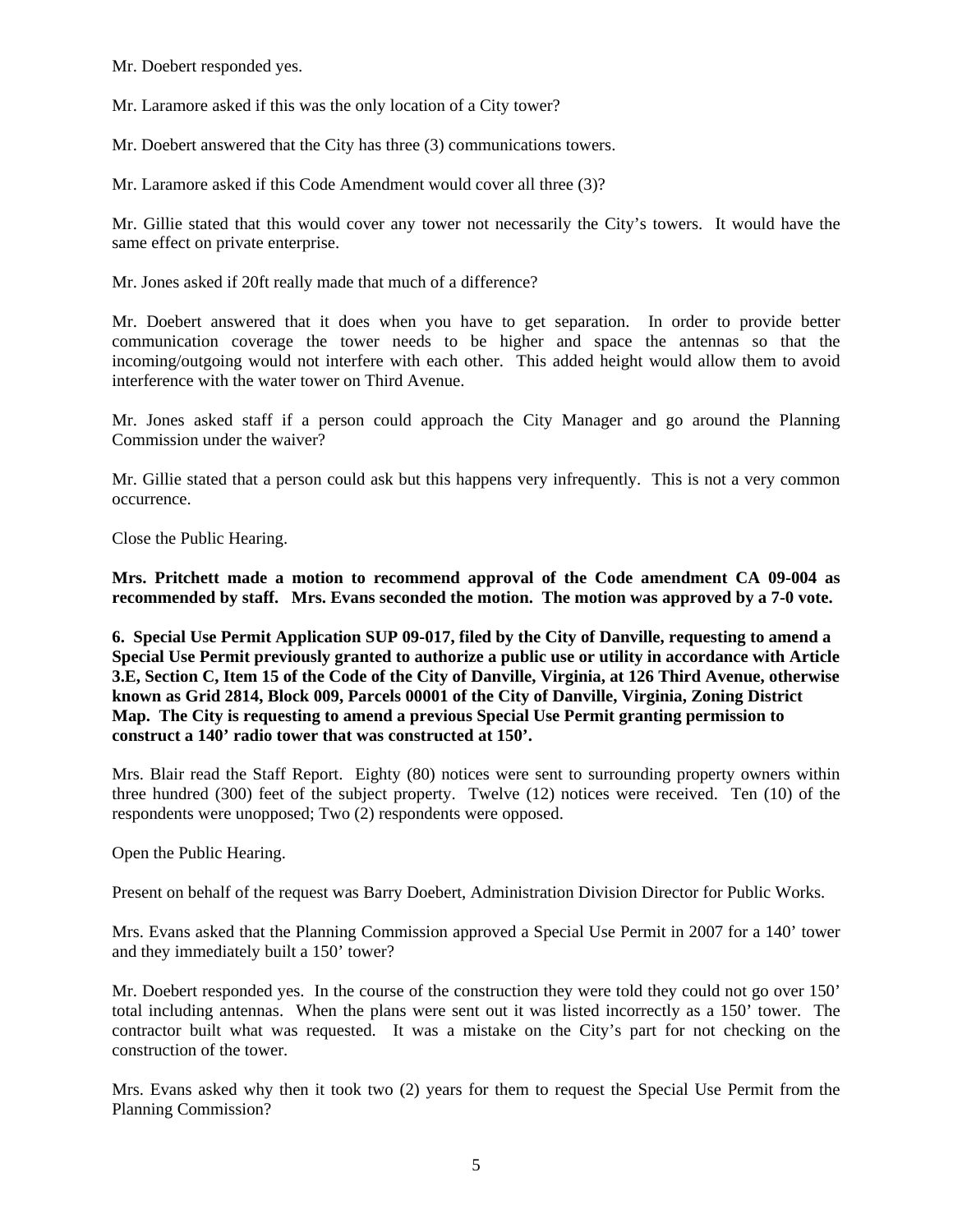Mr. Doebert responded yes.

Mr. Laramore asked if this was the only location of a City tower?

Mr. Doebert answered that the City has three (3) communications towers.

Mr. Laramore asked if this Code Amendment would cover all three (3)?

Mr. Gillie stated that this would cover any tower not necessarily the City's towers. It would have the same effect on private enterprise.

Mr. Jones asked if 20ft really made that much of a difference?

Mr. Doebert answered that it does when you have to get separation. In order to provide better communication coverage the tower needs to be higher and space the antennas so that the incoming/outgoing would not interfere with each other. This added height would allow them to avoid interference with the water tower on Third Avenue.

Mr. Jones asked staff if a person could approach the City Manager and go around the Planning Commission under the waiver?

Mr. Gillie stated that a person could ask but this happens very infrequently. This is not a very common occurrence.

Close the Public Hearing.

**Mrs. Pritchett made a motion to recommend approval of the Code amendment CA 09-004 as recommended by staff. Mrs. Evans seconded the motion. The motion was approved by a 7-0 vote.**

**6. Special Use Permit Application SUP 09-017, filed by the City of Danville, requesting to amend a Special Use Permit previously granted to authorize a public use or utility in accordance with Article 3.E, Section C, Item 15 of the Code of the City of Danville, Virginia, at 126 Third Avenue, otherwise known as Grid 2814, Block 009, Parcels 00001 of the City of Danville, Virginia, Zoning District Map. The City is requesting to amend a previous Special Use Permit granting permission to construct a 140' radio tower that was constructed at 150'.**

Mrs. Blair read the Staff Report. Eighty (80) notices were sent to surrounding property owners within three hundred (300) feet of the subject property. Twelve (12) notices were received. Ten (10) of the respondents were unopposed; Two (2) respondents were opposed.

Open the Public Hearing.

Present on behalf of the request was Barry Doebert, Administration Division Director for Public Works.

Mrs. Evans asked that the Planning Commission approved a Special Use Permit in 2007 for a 140' tower and they immediately built a 150' tower?

Mr. Doebert responded yes. In the course of the construction they were told they could not go over 150' total including antennas. When the plans were sent out it was listed incorrectly as a 150' tower. The contractor built what was requested. It was a mistake on the City's part for not checking on the construction of the tower.

Mrs. Evans asked why then it took two (2) years for them to request the Special Use Permit from the Planning Commission?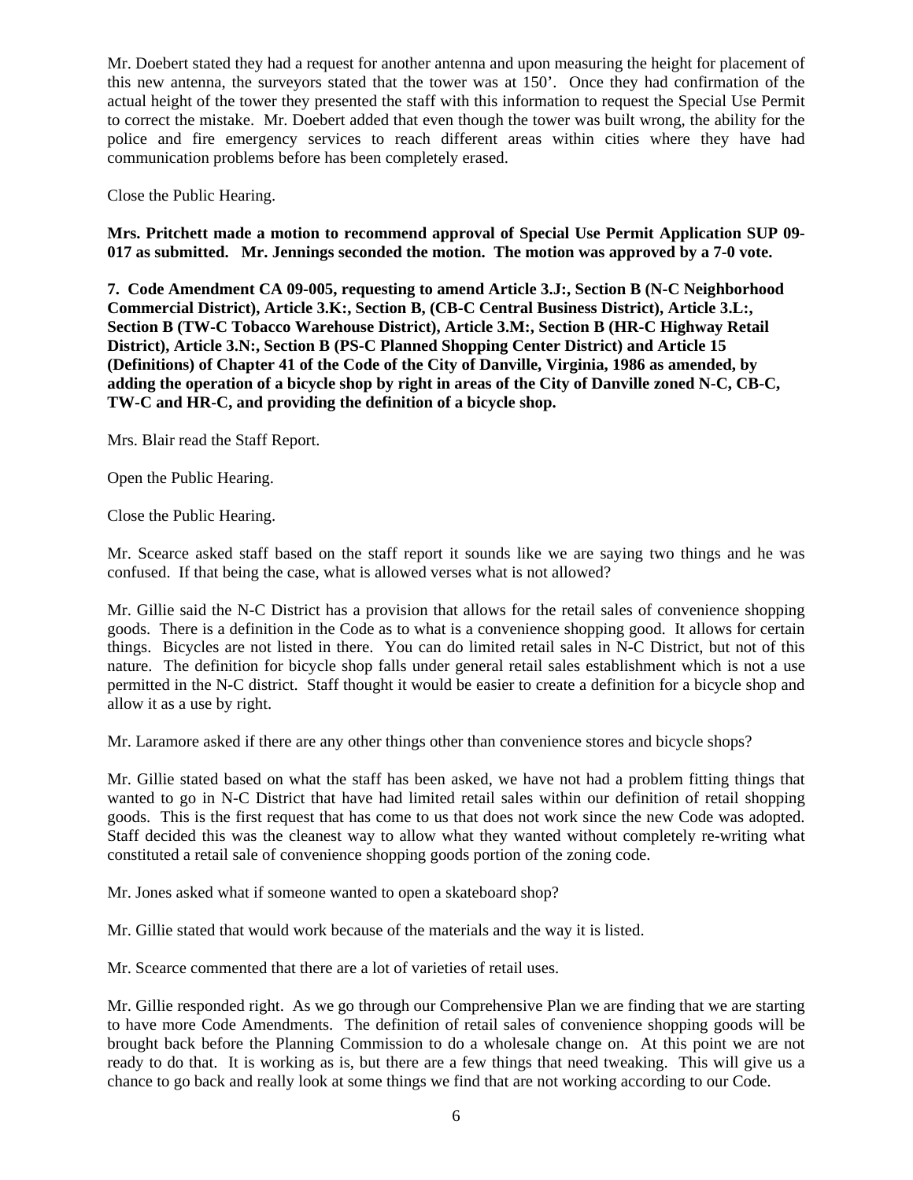Mr. Doebert stated they had a request for another antenna and upon measuring the height for placement of this new antenna, the surveyors stated that the tower was at 150'. Once they had confirmation of the actual height of the tower they presented the staff with this information to request the Special Use Permit to correct the mistake. Mr. Doebert added that even though the tower was built wrong, the ability for the police and fire emergency services to reach different areas within cities where they have had communication problems before has been completely erased.

Close the Public Hearing.

**Mrs. Pritchett made a motion to recommend approval of Special Use Permit Application SUP 09-017 as submitted. Mr. Jennings seconded the motion. The motion was approved by a 7-0 vote.**

**7. Code Amendment CA 09-005, requesting to amend Article 3.J:, Section B (N-C Neighborhood Commercial District), Article 3.K:, Section B, (CB-C Central Business District), Article 3.L:, Section B (TW-C Tobacco Warehouse District), Article 3.M:, Section B (HR-C Highway Retail District), Article 3.N:, Section B (PS-C Planned Shopping Center District) and Article 15 (Definitions) of Chapter 41 of the Code of the City of Danville, Virginia, 1986 as amended, by adding the operation of a bicycle shop by right in areas of the City of Danville zoned N-C, CB-C, TW-C and HR-C, and providing the definition of a bicycle shop.**

Mrs. Blair read the Staff Report.

Open the Public Hearing.

Close the Public Hearing.

Mr. Scearce asked staff based on the staff report it sounds like we are saying two things and he was confused. If that being the case, what is allowed verses what is not allowed?

Mr. Gillie said the N-C District has a provision that allows for the retail sales of convenience shopping goods. There is a definition in the Code as to what is a convenience shopping good. It allows for certain things. Bicycles are not listed in there. You can do limited retail sales in N-C District, but not of this nature. The definition for bicycle shop falls under general retail sales establishment which is not a use permitted in the N-C district. Staff thought it would be easier to create a definition for a bicycle shop and allow it as a use by right.

Mr. Laramore asked if there are any other things other than convenience stores and bicycle shops?

Mr. Gillie stated based on what the staff has been asked, we have not had a problem fitting things that wanted to go in N-C District that have had limited retail sales within our definition of retail shopping goods. This is the first request that has come to us that does not work since the new Code was adopted. Staff decided this was the cleanest way to allow what they wanted without completely re-writing what constituted a retail sale of convenience shopping goods portion of the zoning code.

Mr. Jones asked what if someone wanted to open a skateboard shop?

Mr. Gillie stated that would work because of the materials and the way it is listed.

Mr. Scearce commented that there are a lot of varieties of retail uses.

Mr. Gillie responded right. As we go through our Comprehensive Plan we are finding that we are starting to have more Code Amendments. The definition of retail sales of convenience shopping goods will be brought back before the Planning Commission to do a wholesale change on. At this point we are not ready to do that. It is working as is, but there are a few things that need tweaking. This will give us a chance to go back and really look at some things we find that are not working according to our Code.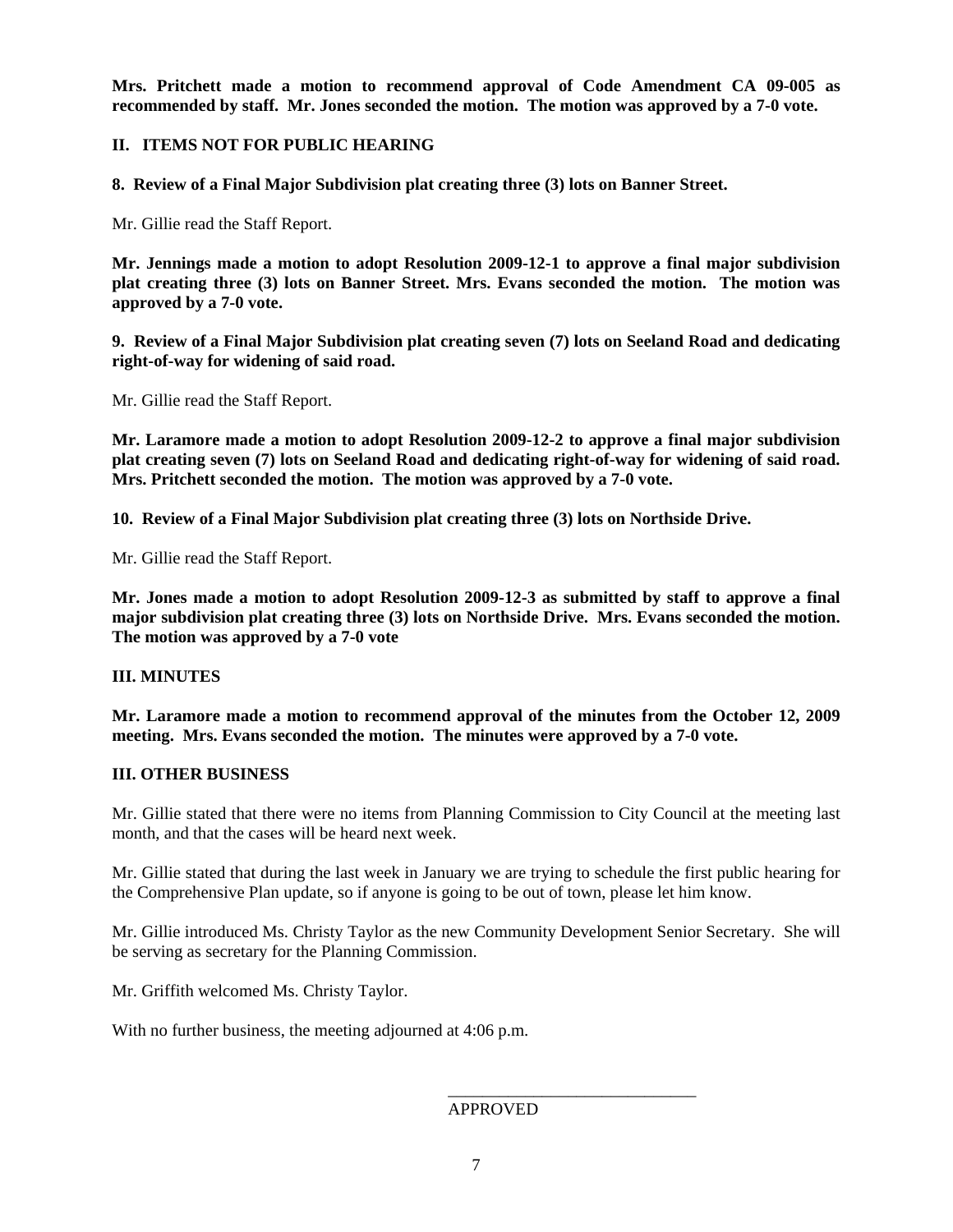**Mrs. Pritchett made a motion to recommend approval of Code Amendment CA 09-005 as recommended by staff. Mr. Jones seconded the motion. The motion was approved by a 7-0 vote.**

## II. ITEMS NOT FOR PUBLIC HEARING

**8. Review of a Final Major Subdivision plat creating three (3) lots on Banner Street.**

Mr. Gillie read the Staff Report.

**Mr. Jennings made a motion to adopt Resolution 2009-12-1 to approve a final major subdivision plat creating three (3) lots on Banner Street. Mrs. Evans seconded the motion. The motion was approved by a 7-0 vote.**

**9. Review of a Final Major Subdivision plat creating seven (7) lots on Seeland Road and dedicating right-of-way for widening of said road.**

Mr. Gillie read the Staff Report.

**Mr. Laramore made a motion to adopt Resolution 2009-12-2 to approve a final major subdivision plat creating seven (7) lots on Seeland Road and dedicating right-of-way for widening of said road. Mrs. Pritchett seconded the motion. The motion was approved by a 7-0 vote.**

**10. Review of a Final Major Subdivision plat creating three (3) lots on Northside Drive.**

Mr. Gillie read the Staff Report.

**Mr. Jones made a motion to adopt Resolution 2009-12-3 as submitted by staff to approve a final major subdivision plat creating three (3) lots on Northside Drive. Mrs. Evans seconded the motion. The motion was approved by a 7-0 vote**

## III. MINUTES

**Mr. Laramore made a motion to recommend approval of the minutes from the October 12, 2009 meeting. Mrs. Evans seconded the motion. The minutes were approved by a 7-0 vote.**

## III. OTHER BUSINESS

Mr. Gillie stated that there were no items from Planning Commission to City Council at the meeting last month, and that the cases will be heard next week.

Mr. Gillie stated that during the last week in January we are trying to schedule the first public hearing for the Comprehensive Plan update, so if anyone is going to be out of town, please let him know.

Mr. Gillie introduced Ms. Christy Taylor as the new Community Development Senior Secretary. She will be serving as secretary for the Planning Commission.

Mr. Griffith welcomed Ms. Christy Taylor.

With no further business, the meeting adjourned at 4:06 p.m.

\_\_\_\_\_\_\_\_\_\_\_\_\_\_\_\_\_\_\_\_\_\_\_\_\_\_\_\_\_\_

APPROVED